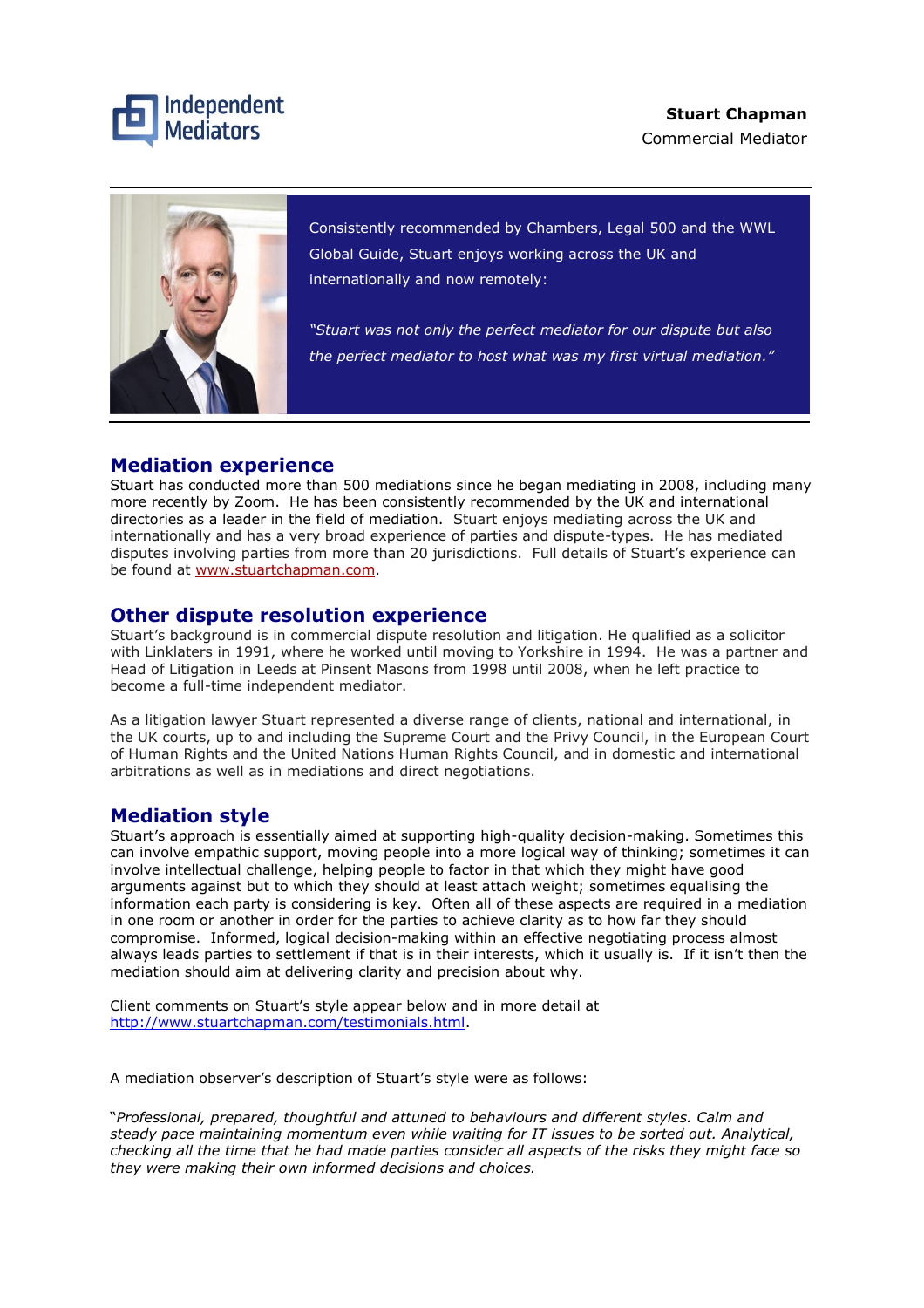Independent Mediators

**Stuart Chapman**
Commercial Mediator

Consistently recommended by Chambers, Legal 500 and the WWL Global Guide, Stuart enjoys working across the UK and internationally and now remotely:

*"Stuart was not only the perfect mediator for our dispute but also the perfect mediator to host what was my first virtual mediation."*

## Mediation experience

Stuart has conducted more than 500 mediations since he began mediating in 2008, including many more recently by Zoom. He has been consistently recommended by the UK and international directories as a leader in the field of mediation. Stuart enjoys mediating across the UK and internationally and has a very broad experience of parties and dispute-types. He has mediated disputes involving parties from more than 20 jurisdictions. Full details of Stuart's experience can be found at www.stuartchapman.com.

## Other dispute resolution experience

Stuart's background is in commercial dispute resolution and litigation. He qualified as a solicitor with Linklaters in 1991, where he worked until moving to Yorkshire in 1994. He was a partner and Head of Litigation in Leeds at Pinsent Masons from 1998 until 2008, when he left practice to become a full-time independent mediator.

As a litigation lawyer Stuart represented a diverse range of clients, national and international, in the UK courts, up to and including the Supreme Court and the Privy Council, in the European Court of Human Rights and the United Nations Human Rights Council, and in domestic and international arbitrations as well as in mediations and direct negotiations.

## Mediation style

Stuart's approach is essentially aimed at supporting high-quality decision-making. Sometimes this can involve empathic support, moving people into a more logical way of thinking; sometimes it can involve intellectual challenge, helping people to factor in that which they might have good arguments against but to which they should at least attach weight; sometimes equalising the information each party is considering is key. Often all of these aspects are required in a mediation in one room or another in order for the parties to achieve clarity as to how far they should compromise. Informed, logical decision-making within an effective negotiating process almost always leads parties to settlement if that is in their interests, which it usually is. If it isn't then the mediation should aim at delivering clarity and precision about why.

Client comments on Stuart's style appear below and in more detail at http://www.stuartchapman.com/testimonials.html.

A mediation observer's description of Stuart's style were as follows:

"*Professional, prepared, thoughtful and attuned to behaviours and different styles. Calm and steady pace maintaining momentum even while waiting for IT issues to be sorted out. Analytical, checking all the time that he had made parties consider all aspects of the risks they might face so they were making their own informed decisions and choices.*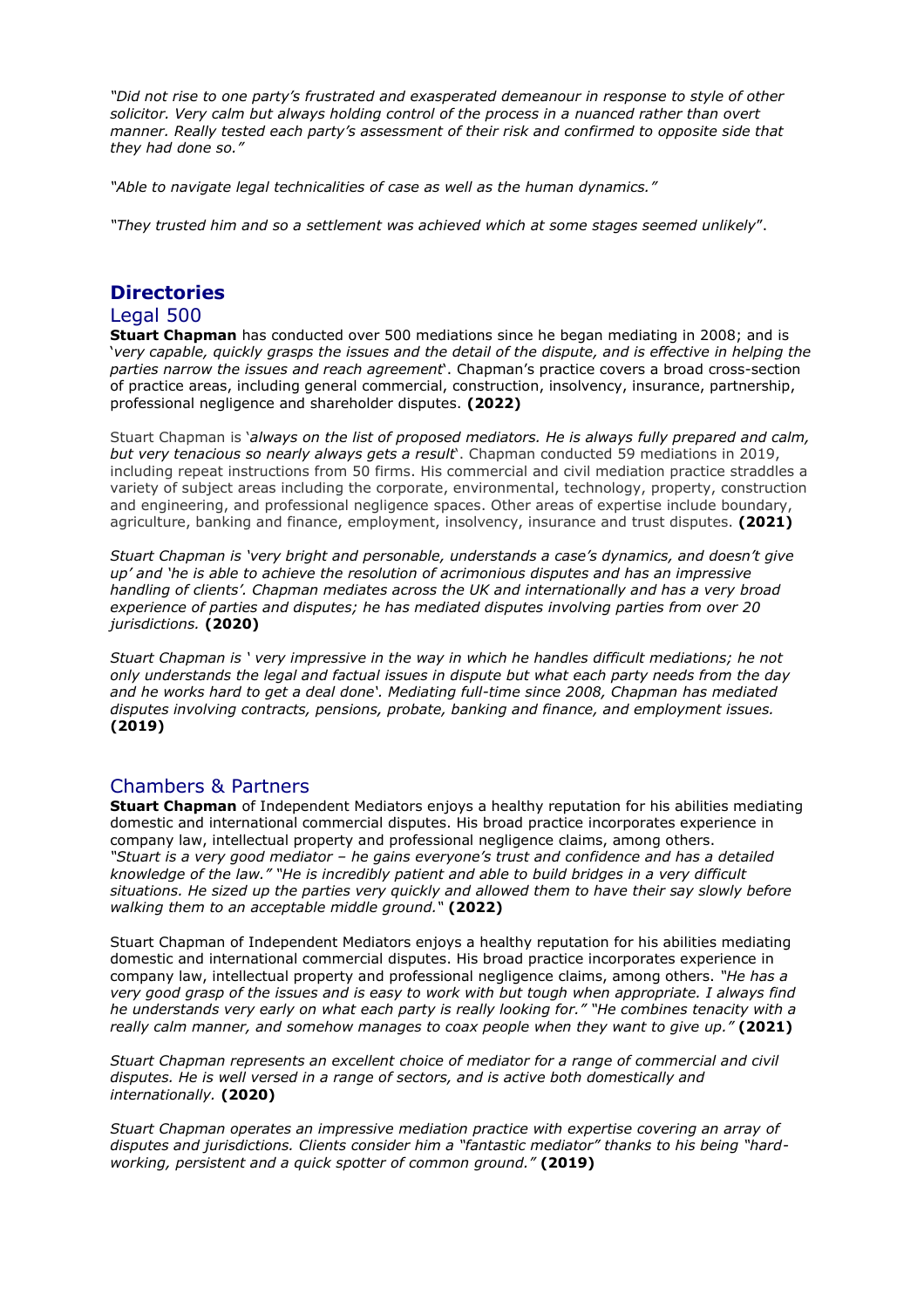*"Did not rise to one party's frustrated and exasperated demeanour in response to style of other solicitor. Very calm but always holding control of the process in a nuanced rather than overt manner. Really tested each party's assessment of their risk and confirmed to opposite side that they had done so."*

*"Able to navigate legal technicalities of case as well as the human dynamics."*

*"They trusted him and so a settlement was achieved which at some stages seemed unlikely*".

## Directories

### Legal 500

**Stuart Chapman** has conducted over 500 mediations since he began mediating in 2008; and is '*very capable, quickly grasps the issues and the detail of the dispute, and is effective in helping the parties narrow the issues and reach agreement*'. Chapman's practice covers a broad cross-section of practice areas, including general commercial, construction, insolvency, insurance, partnership, professional negligence and shareholder disputes. **(2022)**

Stuart Chapman is '*always on the list of proposed mediators. He is always fully prepared and calm, but very tenacious so nearly always gets a result*'. Chapman conducted 59 mediations in 2019, including repeat instructions from 50 firms. His commercial and civil mediation practice straddles a variety of subject areas including the corporate, environmental, technology, property, construction and engineering, and professional negligence spaces. Other areas of expertise include boundary, agriculture, banking and finance, employment, insolvency, insurance and trust disputes. **(2021)**

*Stuart Chapman is 'very bright and personable, understands a case's dynamics, and doesn't give up' and 'he is able to achieve the resolution of acrimonious disputes and has an impressive handling of clients'. Chapman mediates across the UK and internationally and has a very broad experience of parties and disputes; he has mediated disputes involving parties from over 20 jurisdictions.* **(2020)**

*Stuart Chapman is ' very impressive in the way in which he handles difficult mediations; he not only understands the legal and factual issues in dispute but what each party needs from the day and he works hard to get a deal done'. Mediating full-time since 2008, Chapman has mediated disputes involving contracts, pensions, probate, banking and finance, and employment issues.* **(2019)**

### Chambers & Partners

**Stuart Chapman** of Independent Mediators enjoys a healthy reputation for his abilities mediating domestic and international commercial disputes. His broad practice incorporates experience in company law, intellectual property and professional negligence claims, among others. *"Stuart is a very good mediator – he gains everyone's trust and confidence and has a detailed knowledge of the law." "He is incredibly patient and able to build bridges in a very difficult situations. He sized up the parties very quickly and allowed them to have their say slowly before walking them to an acceptable middle ground."* **(2022)**

Stuart Chapman of Independent Mediators enjoys a healthy reputation for his abilities mediating domestic and international commercial disputes. His broad practice incorporates experience in company law, intellectual property and professional negligence claims, among others. *"He has a very good grasp of the issues and is easy to work with but tough when appropriate. I always find he understands very early on what each party is really looking for." "He combines tenacity with a really calm manner, and somehow manages to coax people when they want to give up."* **(2021)**

*Stuart Chapman represents an excellent choice of mediator for a range of commercial and civil disputes. He is well versed in a range of sectors, and is active both domestically and internationally.* **(2020)**

*Stuart Chapman operates an impressive mediation practice with expertise covering an array of disputes and jurisdictions. Clients consider him a "fantastic mediator" thanks to his being "hard-working, persistent and a quick spotter of common ground."* **(2019)**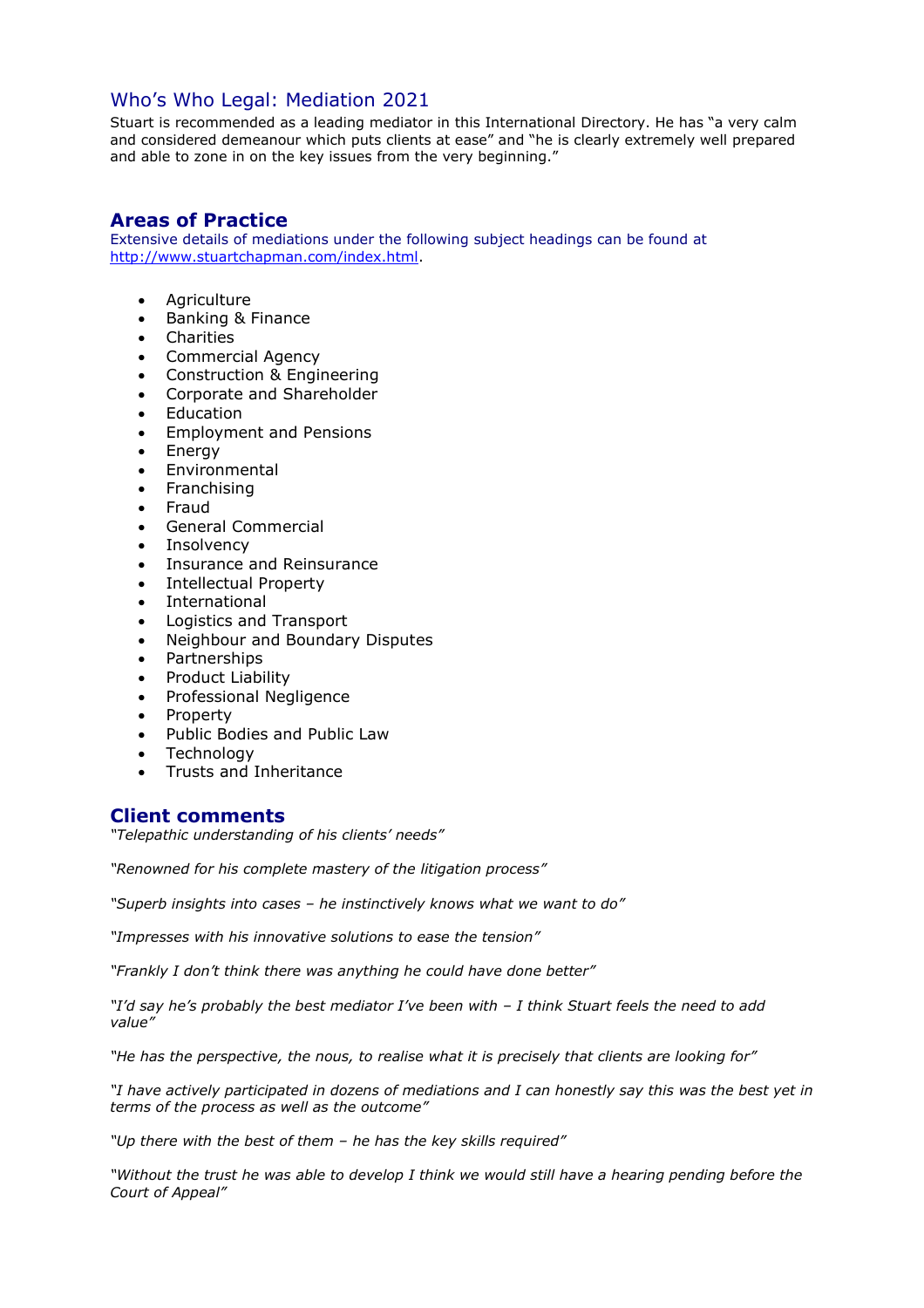## Who's Who Legal: Mediation 2021

Stuart is recommended as a leading mediator in this International Directory. He has "a very calm and considered demeanour which puts clients at ease" and "he is clearly extremely well prepared and able to zone in on the key issues from the very beginning."

## Areas of Practice

Extensive details of mediations under the following subject headings can be found at http://www.stuartchapman.com/index.html.

- Agriculture
- Banking & Finance
- Charities
- Commercial Agency
- Construction & Engineering
- Corporate and Shareholder
- Education
- Employment and Pensions
- Energy
- Environmental
- Franchising
- Fraud
- General Commercial
- Insolvency
- Insurance and Reinsurance
- Intellectual Property
- International
- Logistics and Transport
- Neighbour and Boundary Disputes
- Partnerships
- Product Liability
- Professional Negligence
- Property
- Public Bodies and Public Law
- Technology
- Trusts and Inheritance

## Client comments

*"Telepathic understanding of his clients' needs"*

*"Renowned for his complete mastery of the litigation process"*

*"Superb insights into cases – he instinctively knows what we want to do"*

*"Impresses with his innovative solutions to ease the tension"*

*"Frankly I don't think there was anything he could have done better"*

*"I'd say he's probably the best mediator I've been with – I think Stuart feels the need to add value"*

*"He has the perspective, the nous, to realise what it is precisely that clients are looking for"*

*"I have actively participated in dozens of mediations and I can honestly say this was the best yet in terms of the process as well as the outcome"*

*"Up there with the best of them – he has the key skills required"*

*"Without the trust he was able to develop I think we would still have a hearing pending before the Court of Appeal"*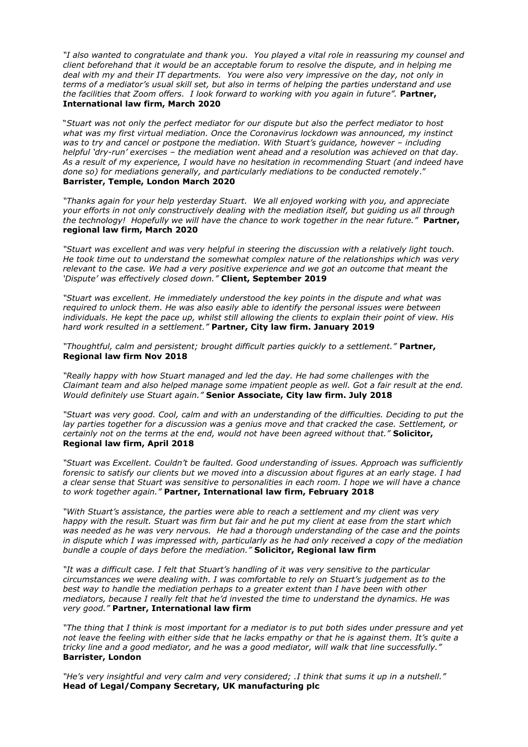*"I also wanted to congratulate and thank you. You played a vital role in reassuring my counsel and client beforehand that it would be an acceptable forum to resolve the dispute, and in helping me deal with my and their IT departments. You were also very impressive on the day, not only in terms of a mediator's usual skill set, but also in terms of helping the parties understand and use the facilities that Zoom offers. I look forward to working with you again in future".* **Partner, International law firm, March 2020**

"*Stuart was not only the perfect mediator for our dispute but also the perfect mediator to host what was my first virtual mediation. Once the Coronavirus lockdown was announced, my instinct was to try and cancel or postpone the mediation. With Stuart's guidance, however – including helpful 'dry-run' exercises – the mediation went ahead and a resolution was achieved on that day. As a result of my experience, I would have no hesitation in recommending Stuart (and indeed have done so) for mediations generally, and particularly mediations to be conducted remotely*." **Barrister, Temple, London March 2020**

*"Thanks again for your help yesterday Stuart. We all enjoyed working with you, and appreciate your efforts in not only constructively dealing with the mediation itself, but guiding us all through the technology! Hopefully we will have the chance to work together in the near future."* **Partner, regional law firm, March 2020**

*"Stuart was excellent and was very helpful in steering the discussion with a relatively light touch. He took time out to understand the somewhat complex nature of the relationships which was very relevant to the case. We had a very positive experience and we got an outcome that meant the 'Dispute' was effectively closed down."* **Client, September 2019**

*"Stuart was excellent. He immediately understood the key points in the dispute and what was required to unlock them. He was also easily able to identify the personal issues were between individuals. He kept the pace up, whilst still allowing the clients to explain their point of view. His hard work resulted in a settlement."* **Partner, City law firm. January 2019**

*"Thoughtful, calm and persistent; brought difficult parties quickly to a settlement."* **Partner, Regional law firm Nov 2018**

*"Really happy with how Stuart managed and led the day. He had some challenges with the Claimant team and also helped manage some impatient people as well. Got a fair result at the end. Would definitely use Stuart again."* **Senior Associate, City law firm. July 2018**

*"Stuart was very good. Cool, calm and with an understanding of the difficulties. Deciding to put the lay parties together for a discussion was a genius move and that cracked the case. Settlement, or certainly not on the terms at the end, would not have been agreed without that."* **Solicitor, Regional law firm, April 2018**

*"Stuart was Excellent. Couldn't be faulted. Good understanding of issues. Approach was sufficiently forensic to satisfy our clients but we moved into a discussion about figures at an early stage. I had a clear sense that Stuart was sensitive to personalities in each room. I hope we will have a chance to work together again."* **Partner, International law firm, February 2018**

*"With Stuart's assistance, the parties were able to reach a settlement and my client was very happy with the result. Stuart was firm but fair and he put my client at ease from the start which was needed as he was very nervous. He had a thorough understanding of the case and the points in dispute which I was impressed with, particularly as he had only received a copy of the mediation bundle a couple of days before the mediation."* **Solicitor, Regional law firm**

*"It was a difficult case. I felt that Stuart's handling of it was very sensitive to the particular circumstances we were dealing with. I was comfortable to rely on Stuart's judgement as to the best way to handle the mediation perhaps to a greater extent than I have been with other mediators, because I really felt that he'd invested the time to understand the dynamics. He was very good."* **Partner, International law firm**

*"The thing that I think is most important for a mediator is to put both sides under pressure and yet not leave the feeling with either side that he lacks empathy or that he is against them. It's quite a tricky line and a good mediator, and he was a good mediator, will walk that line successfully."* **Barrister, London**

*"He's very insightful and very calm and very considered; .I think that sums it up in a nutshell."* **Head of Legal/Company Secretary, UK manufacturing plc**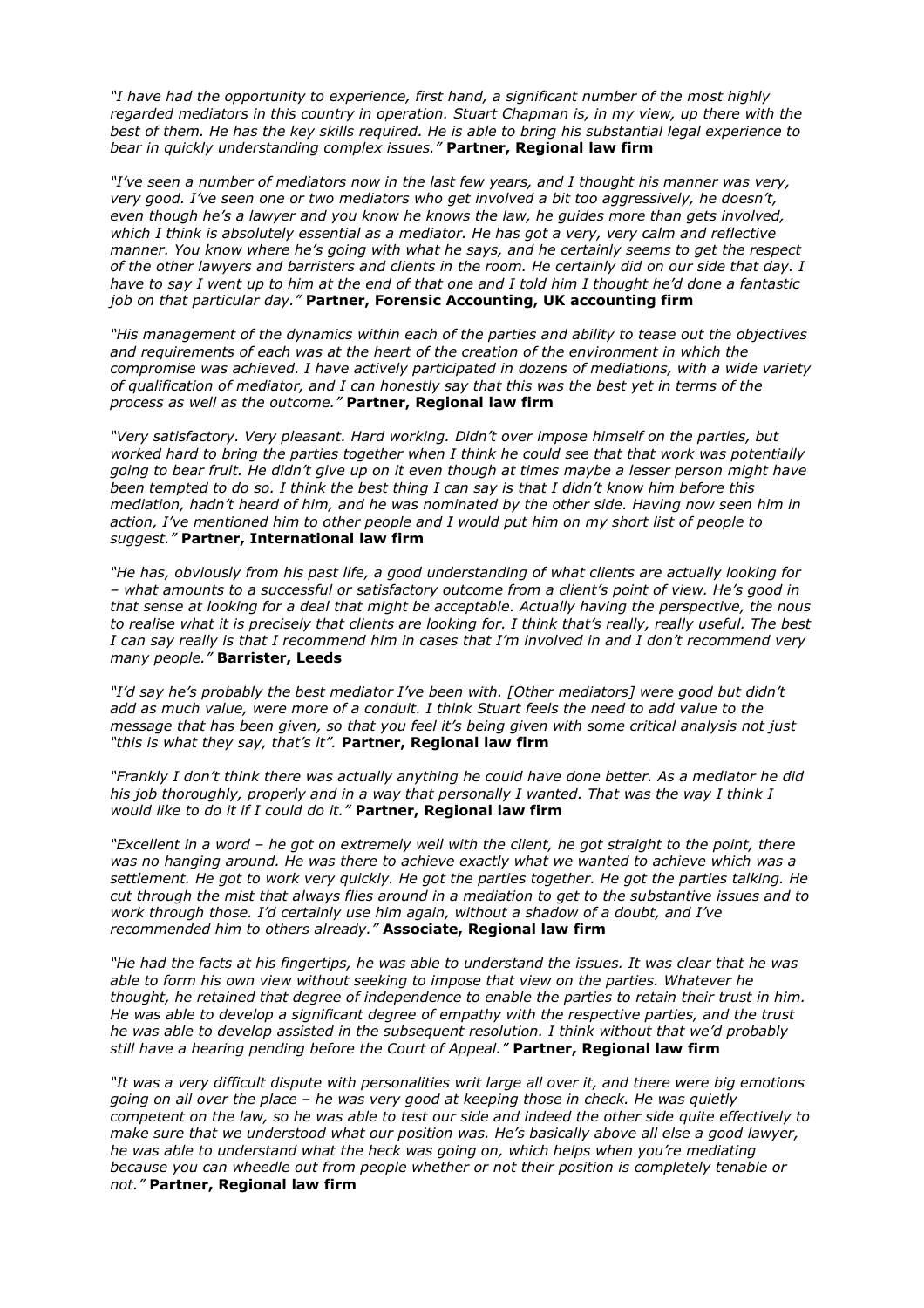*"I have had the opportunity to experience, first hand, a significant number of the most highly regarded mediators in this country in operation. Stuart Chapman is, in my view, up there with the best of them. He has the key skills required. He is able to bring his substantial legal experience to bear in quickly understanding complex issues."* **Partner, Regional law firm**

*"I've seen a number of mediators now in the last few years, and I thought his manner was very, very good. I've seen one or two mediators who get involved a bit too aggressively, he doesn't, even though he's a lawyer and you know he knows the law, he guides more than gets involved, which I think is absolutely essential as a mediator. He has got a very, very calm and reflective manner. You know where he's going with what he says, and he certainly seems to get the respect of the other lawyers and barristers and clients in the room. He certainly did on our side that day. I have to say I went up to him at the end of that one and I told him I thought he'd done a fantastic job on that particular day."* **Partner, Forensic Accounting, UK accounting firm**

*"His management of the dynamics within each of the parties and ability to tease out the objectives and requirements of each was at the heart of the creation of the environment in which the compromise was achieved. I have actively participated in dozens of mediations, with a wide variety of qualification of mediator, and I can honestly say that this was the best yet in terms of the process as well as the outcome."* **Partner, Regional law firm**

*"Very satisfactory. Very pleasant. Hard working. Didn't over impose himself on the parties, but worked hard to bring the parties together when I think he could see that that work was potentially going to bear fruit. He didn't give up on it even though at times maybe a lesser person might have been tempted to do so. I think the best thing I can say is that I didn't know him before this mediation, hadn't heard of him, and he was nominated by the other side. Having now seen him in action, I've mentioned him to other people and I would put him on my short list of people to suggest."* **Partner, International law firm**

*"He has, obviously from his past life, a good understanding of what clients are actually looking for – what amounts to a successful or satisfactory outcome from a client's point of view. He's good in that sense at looking for a deal that might be acceptable. Actually having the perspective, the nous to realise what it is precisely that clients are looking for. I think that's really, really useful. The best I can say really is that I recommend him in cases that I'm involved in and I don't recommend very many people."* **Barrister, Leeds**

*"I'd say he's probably the best mediator I've been with. [Other mediators] were good but didn't add as much value, were more of a conduit. I think Stuart feels the need to add value to the message that has been given, so that you feel it's being given with some critical analysis not just "this is what they say, that's it".* **Partner, Regional law firm**

*"Frankly I don't think there was actually anything he could have done better. As a mediator he did his job thoroughly, properly and in a way that personally I wanted. That was the way I think I would like to do it if I could do it."* **Partner, Regional law firm**

*"Excellent in a word – he got on extremely well with the client, he got straight to the point, there was no hanging around. He was there to achieve exactly what we wanted to achieve which was a settlement. He got to work very quickly. He got the parties together. He got the parties talking. He cut through the mist that always flies around in a mediation to get to the substantive issues and to work through those. I'd certainly use him again, without a shadow of a doubt, and I've recommended him to others already."* **Associate, Regional law firm**

*"He had the facts at his fingertips, he was able to understand the issues. It was clear that he was able to form his own view without seeking to impose that view on the parties. Whatever he thought, he retained that degree of independence to enable the parties to retain their trust in him. He was able to develop a significant degree of empathy with the respective parties, and the trust he was able to develop assisted in the subsequent resolution. I think without that we'd probably still have a hearing pending before the Court of Appeal."* **Partner, Regional law firm**

*"It was a very difficult dispute with personalities writ large all over it, and there were big emotions going on all over the place – he was very good at keeping those in check. He was quietly competent on the law, so he was able to test our side and indeed the other side quite effectively to make sure that we understood what our position was. He's basically above all else a good lawyer, he was able to understand what the heck was going on, which helps when you're mediating because you can wheedle out from people whether or not their position is completely tenable or not."* **Partner, Regional law firm**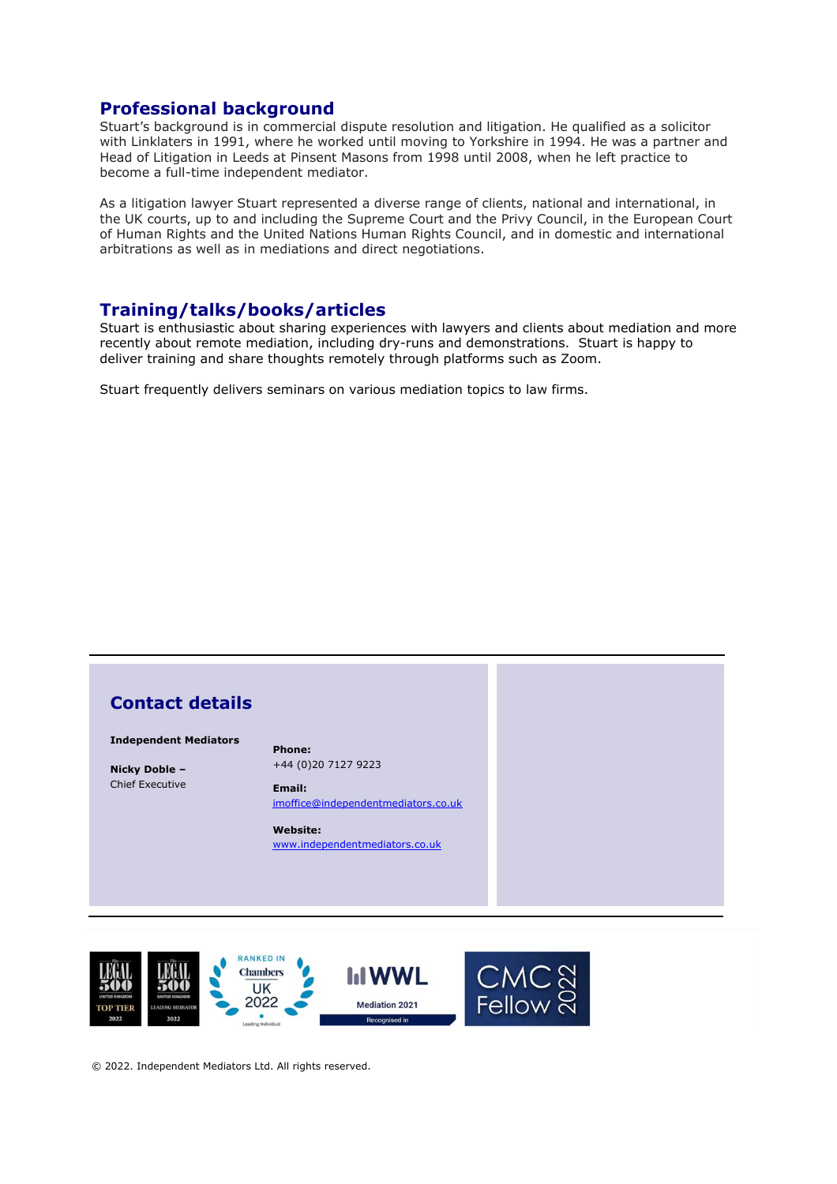## Professional background

Stuart's background is in commercial dispute resolution and litigation. He qualified as a solicitor with Linklaters in 1991, where he worked until moving to Yorkshire in 1994. He was a partner and Head of Litigation in Leeds at Pinsent Masons from 1998 until 2008, when he left practice to become a full-time independent mediator.

As a litigation lawyer Stuart represented a diverse range of clients, national and international, in the UK courts, up to and including the Supreme Court and the Privy Council, in the European Court of Human Rights and the United Nations Human Rights Council, and in domestic and international arbitrations as well as in mediations and direct negotiations.

## Training/talks/books/articles

Stuart is enthusiastic about sharing experiences with lawyers and clients about mediation and more recently about remote mediation, including dry-runs and demonstrations. Stuart is happy to deliver training and share thoughts remotely through platforms such as Zoom.

Stuart frequently delivers seminars on various mediation topics to law firms.

## Contact details

**Independent Mediators**

**Nicky Doble –**
Chief Executive

**Phone:**
+44 (0)20 7127 9223

**Email:**
imoffice@independentmediators.co.uk

**Website:**
www.independentmediators.co.uk

The Legal 500 United Kingdom Top Tier 2022

The Legal 500 United Kingdom Leading Mediator 2022

Ranked in Chambers UK 2022 Leading Individual

WWL Mediation 2021 Recognised in

CMC Fellow 2022

© 2022. Independent Mediators Ltd. All rights reserved.